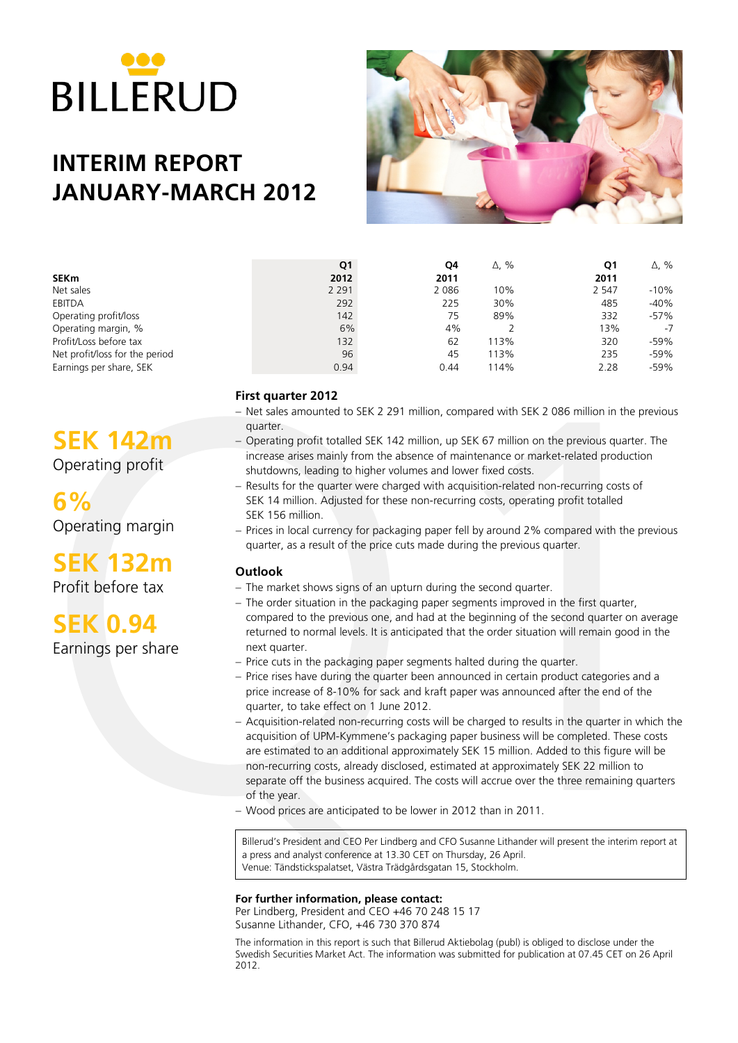# BILLERUD

# INTERIM REPORT JANUARY-MARCH 2012

| SEKm | Q1 2012 | Q4 2011 | Δ, % | Q1 2011 | Δ, % |
|---|---|---|---|---|---|
| Net sales | 2 291 | 2 086 | 10% | 2 547 | -10% |
| EBITDA | 292 | 225 | 30% | 485 | -40% |
| Operating profit/loss | 142 | 75 | 89% | 332 | -57% |
| Operating margin, % | 6% | 4% | 2 | 13% | -7 |
| Profit/Loss before tax | 132 | 62 | 113% | 320 | -59% |
| Net profit/loss for the period | 96 | 45 | 113% | 235 | -59% |
| Earnings per share, SEK | 0.94 | 0.44 | 114% | 2.28 | -59% |

**SEK 142m**
Operating profit

**6%**
Operating margin

**SEK 132m**
Profit before tax

**SEK 0.94**
Earnings per share

### First quarter 2012

- Net sales amounted to SEK 2 291 million, compared with SEK 2 086 million in the previous quarter.
- Operating profit totalled SEK 142 million, up SEK 67 million on the previous quarter. The increase arises mainly from the absence of maintenance or market-related production shutdowns, leading to higher volumes and lower fixed costs.
- Results for the quarter were charged with acquisition-related non-recurring costs of SEK 14 million. Adjusted for these non-recurring costs, operating profit totalled SEK 156 million.
- Prices in local currency for packaging paper fell by around 2% compared with the previous quarter, as a result of the price cuts made during the previous quarter.

### Outlook

- The market shows signs of an upturn during the second quarter.
- The order situation in the packaging paper segments improved in the first quarter, compared to the previous one, and had at the beginning of the second quarter on average returned to normal levels. It is anticipated that the order situation will remain good in the next quarter.
- Price cuts in the packaging paper segments halted during the quarter.
- Price rises have during the quarter been announced in certain product categories and a price increase of 8-10% for sack and kraft paper was announced after the end of the quarter, to take effect on 1 June 2012.
- Acquisition-related non-recurring costs will be charged to results in the quarter in which the acquisition of UPM-Kymmene's packaging paper business will be completed. These costs are estimated to an additional approximately SEK 15 million. Added to this figure will be non-recurring costs, already disclosed, estimated at approximately SEK 22 million to separate off the business acquired. The costs will accrue over the three remaining quarters of the year.
- Wood prices are anticipated to be lower in 2012 than in 2011.

Billerud's President and CEO Per Lindberg and CFO Susanne Lithander will present the interim report at a press and analyst conference at 13.30 CET on Thursday, 26 April.
Venue: Tändstickspalatset, Västra Trädgårdsgatan 15, Stockholm.

**For further information, please contact:**
Per Lindberg, President and CEO +46 70 248 15 17
Susanne Lithander, CFO, +46 730 370 874

The information in this report is such that Billerud Aktiebolag (publ) is obliged to disclose under the Swedish Securities Market Act. The information was submitted for publication at 07.45 CET on 26 April 2012.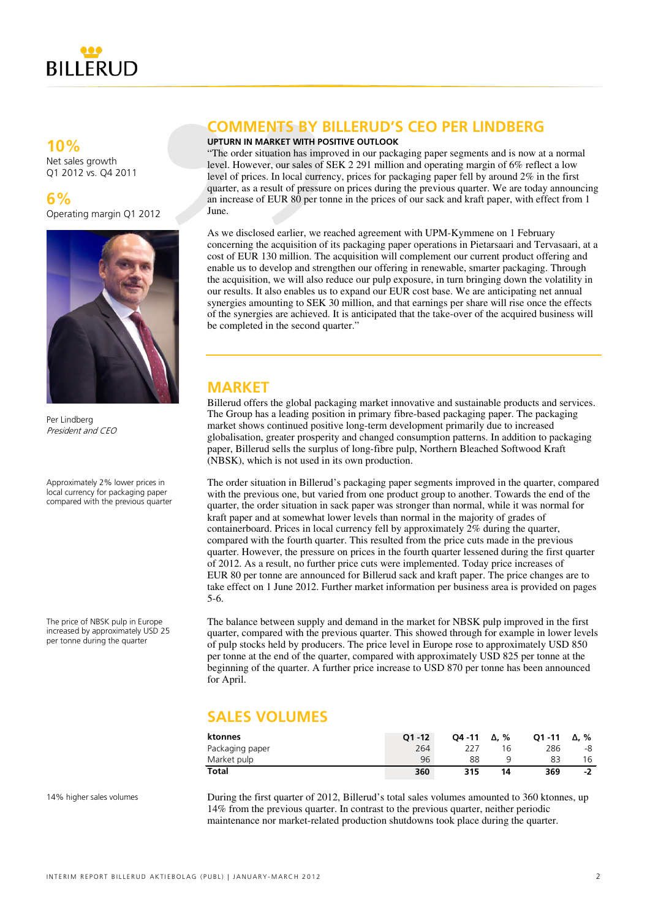10%

Net sales growth Q1 2012 vs. Q4 2011

6%

Operating margin Q1 2012

Per Lindberg
*President and CEO*

## COMMENTS BY BILLERUD'S CEO PER LINDBERG

**UPTURN IN MARKET WITH POSITIVE OUTLOOK**

"The order situation has improved in our packaging paper segments and is now at a normal level. However, our sales of SEK 2 291 million and operating margin of 6% reflect a low level of prices. In local currency, prices for packaging paper fell by around 2% in the first quarter, as a result of pressure on prices during the previous quarter. We are today announcing an increase of EUR 80 per tonne in the prices of our sack and kraft paper, with effect from 1 June.

As we disclosed earlier, we reached agreement with UPM-Kymmene on 1 February concerning the acquisition of its packaging paper operations in Pietarsaari and Tervasaari, at a cost of EUR 130 million. The acquisition will complement our current product offering and enable us to develop and strengthen our offering in renewable, smarter packaging. Through the acquisition, we will also reduce our pulp exposure, in turn bringing down the volatility in our results. It also enables us to expand our EUR cost base. We are anticipating net annual synergies amounting to SEK 30 million, and that earnings per share will rise once the effects of the synergies are achieved. It is anticipated that the take-over of the acquired business will be completed in the second quarter."

## MARKET

Billerud offers the global packaging market innovative and sustainable products and services. The Group has a leading position in primary fibre-based packaging paper. The packaging market shows continued positive long-term development primarily due to increased globalisation, greater prosperity and changed consumption patterns. In addition to packaging paper, Billerud sells the surplus of long-fibre pulp, Northern Bleached Softwood Kraft (NBSK), which is not used in its own production.

Approximately 2% lower prices in local currency for packaging paper compared with the previous quarter

The order situation in Billerud's packaging paper segments improved in the quarter, compared with the previous one, but varied from one product group to another. Towards the end of the quarter, the order situation in sack paper was stronger than normal, while it was normal for kraft paper and at somewhat lower levels than normal in the majority of grades of containerboard. Prices in local currency fell by approximately 2% during the quarter, compared with the fourth quarter. This resulted from the price cuts made in the previous quarter. However, the pressure on prices in the fourth quarter lessened during the first quarter of 2012. As a result, no further price cuts were implemented. Today price increases of EUR 80 per tonne are announced for Billerud sack and kraft paper. The price changes are to take effect on 1 June 2012. Further market information per business area is provided on pages 5-6.

The price of NBSK pulp in Europe increased by approximately USD 25 per tonne during the quarter

The balance between supply and demand in the market for NBSK pulp improved in the first quarter, compared with the previous quarter. This showed through for example in lower levels of pulp stocks held by producers. The price level in Europe rose to approximately USD 850 per tonne at the end of the quarter, compared with approximately USD 825 per tonne at the beginning of the quarter. A further price increase to USD 870 per tonne has been announced for April.

## SALES VOLUMES

| ktonnes | Q1 -12 | Q4 -11 | Δ, % | Q1 -11 | Δ, % |
|---|---|---|---|---|---|
| Packaging paper | 264 | 227 | 16 | 286 | -8 |
| Market pulp | 96 | 88 | 9 | 83 | 16 |
| **Total** | **360** | **315** | **14** | **369** | **-2** |

14% higher sales volumes

During the first quarter of 2012, Billerud's total sales volumes amounted to 360 ktonnes, up 14% from the previous quarter. In contrast to the previous quarter, neither periodic maintenance nor market-related production shutdowns took place during the quarter.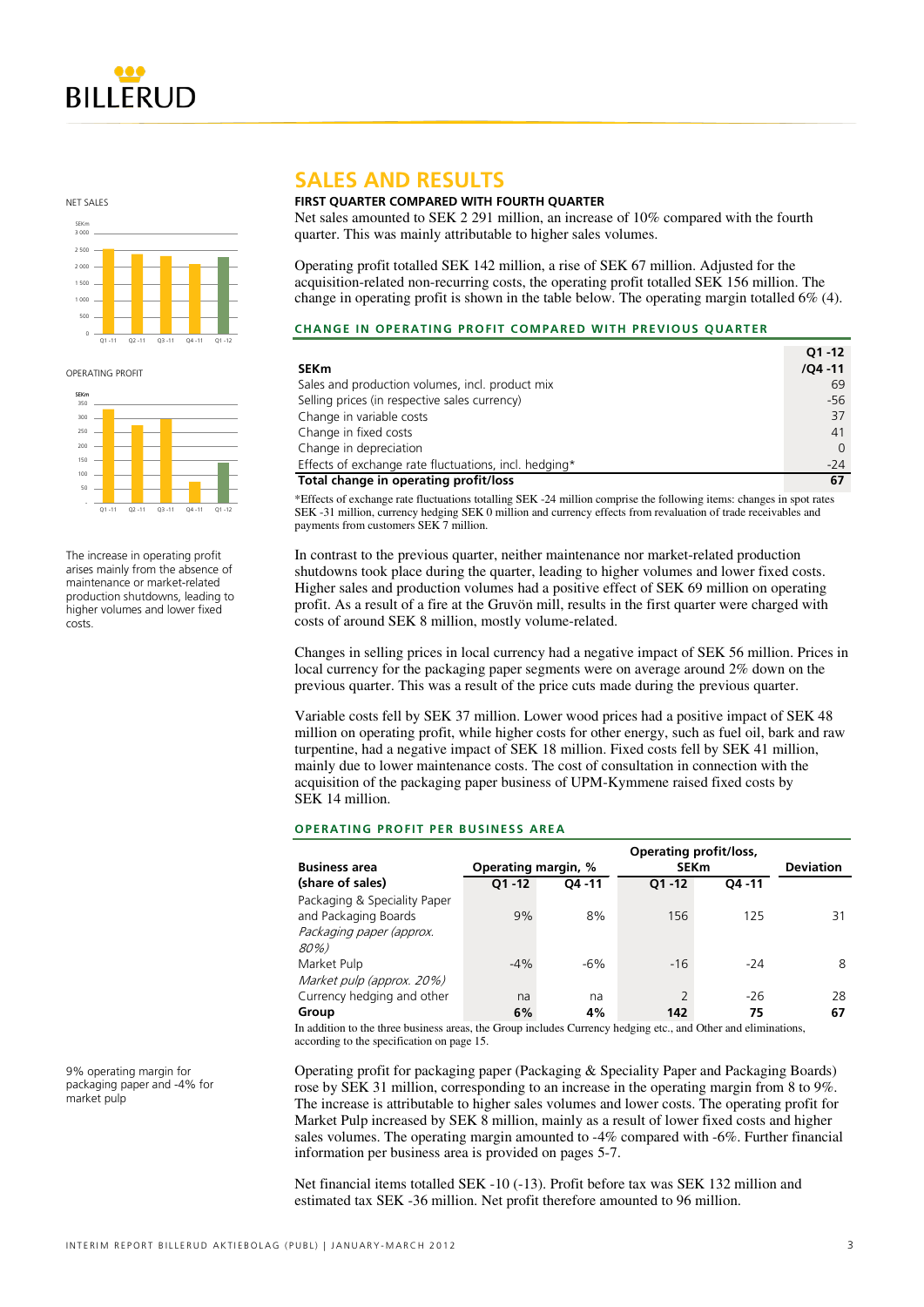NET SALES

OPERATING PROFIT

The increase in operating profit arises mainly from the absence of maintenance or market-related production shutdowns, leading to higher volumes and lower fixed costs.

## SALES AND RESULTS

### FIRST QUARTER COMPARED WITH FOURTH QUARTER

Net sales amounted to SEK 2 291 million, an increase of 10% compared with the fourth quarter. This was mainly attributable to higher sales volumes.

Operating profit totalled SEK 142 million, a rise of SEK 67 million. Adjusted for the acquisition-related non-recurring costs, the operating profit totalled SEK 156 million. The change in operating profit is shown in the table below. The operating margin totalled 6% (4).

#### CHANGE IN OPERATING PROFIT COMPARED WITH PREVIOUS QUARTER

| SEKm | Q1 -12 /Q4 -11 |
|---|---|
| Sales and production volumes, incl. product mix | 69 |
| Selling prices (in respective sales currency) | -56 |
| Change in variable costs | 37 |
| Change in fixed costs | 41 |
| Change in depreciation | 0 |
| Effects of exchange rate fluctuations, incl. hedging* | -24 |
| **Total change in operating profit/loss** | **67** |

*Effects of exchange rate fluctuations totalling SEK -24 million comprise the following items: changes in spot rates SEK -31 million, currency hedging SEK 0 million and currency effects from revaluation of trade receivables and payments from customers SEK 7 million.

In contrast to the previous quarter, neither maintenance nor market-related production shutdowns took place during the quarter, leading to higher volumes and lower fixed costs. Higher sales and production volumes had a positive effect of SEK 69 million on operating profit. As a result of a fire at the Gruvön mill, results in the first quarter were charged with costs of around SEK 8 million, mostly volume-related.

Changes in selling prices in local currency had a negative impact of SEK 56 million. Prices in local currency for the packaging paper segments were on average around 2% down on the previous quarter. This was a result of the price cuts made during the previous quarter.

Variable costs fell by SEK 37 million. Lower wood prices had a positive impact of SEK 48 million on operating profit, while higher costs for other energy, such as fuel oil, bark and raw turpentine, had a negative impact of SEK 18 million. Fixed costs fell by SEK 41 million, mainly due to lower maintenance costs. The cost of consultation in connection with the acquisition of the packaging paper business of UPM-Kymmene raised fixed costs by SEK 14 million.

#### OPERATING PROFIT PER BUSINESS AREA

| Business area (share of sales) | Operating margin, % | | Operating profit/loss, SEKm | | Deviation |
|---|---|---|---|---|---|
| | Q1 -12 | Q4 -11 | Q1 -12 | Q4 -11 | |
| Packaging & Speciality Paper and Packaging Boards *Packaging paper (approx. 80%)* | 9% | 8% | 156 | 125 | 31 |
| Market Pulp *Market pulp (approx. 20%)* | -4% | -6% | -16 | -24 | 8 |
| Currency hedging and other | na | na | 2 | -26 | 28 |
| **Group** | **6%** | **4%** | **142** | **75** | **67** |

In addition to the three business areas, the Group includes Currency hedging etc., and Other and eliminations, according to the specification on page 15.

9% operating margin for packaging paper and -4% for market pulp

Operating profit for packaging paper (Packaging & Speciality Paper and Packaging Boards) rose by SEK 31 million, corresponding to an increase in the operating margin from 8 to 9%. The increase is attributable to higher sales volumes and lower costs. The operating profit for Market Pulp increased by SEK 8 million, mainly as a result of lower fixed costs and higher sales volumes. The operating margin amounted to -4% compared with -6%. Further financial information per business area is provided on pages 5-7.

Net financial items totalled SEK -10 (-13). Profit before tax was SEK 132 million and estimated tax SEK -36 million. Net profit therefore amounted to 96 million.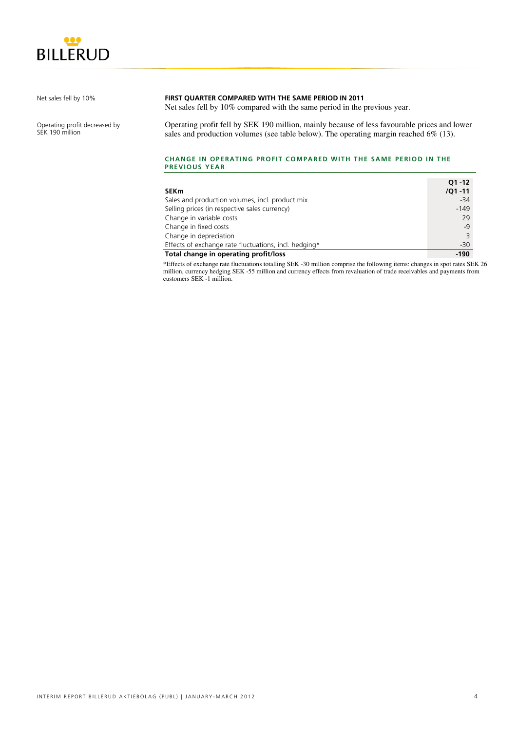Net sales fell by 10%

Operating profit decreased by SEK 190 million

**FIRST QUARTER COMPARED WITH THE SAME PERIOD IN 2011**

Net sales fell by 10% compared with the same period in the previous year.

Operating profit fell by SEK 190 million, mainly because of less favourable prices and lower sales and production volumes (see table below). The operating margin reached 6% (13).

### CHANGE IN OPERATING PROFIT COMPARED WITH THE SAME PERIOD IN THE PREVIOUS YEAR

| SEKm | Q1 -12 /Q1 -11 |
|---|---|
| Sales and production volumes, incl. product mix | -34 |
| Selling prices (in respective sales currency) | -149 |
| Change in variable costs | 29 |
| Change in fixed costs | -9 |
| Change in depreciation | 3 |
| Effects of exchange rate fluctuations, incl. hedging* | -30 |
| **Total change in operating profit/loss** | **-190** |

*Effects of exchange rate fluctuations totalling SEK -30 million comprise the following items: changes in spot rates SEK 26 million, currency hedging SEK -55 million and currency effects from revaluation of trade receivables and payments from customers SEK -1 million.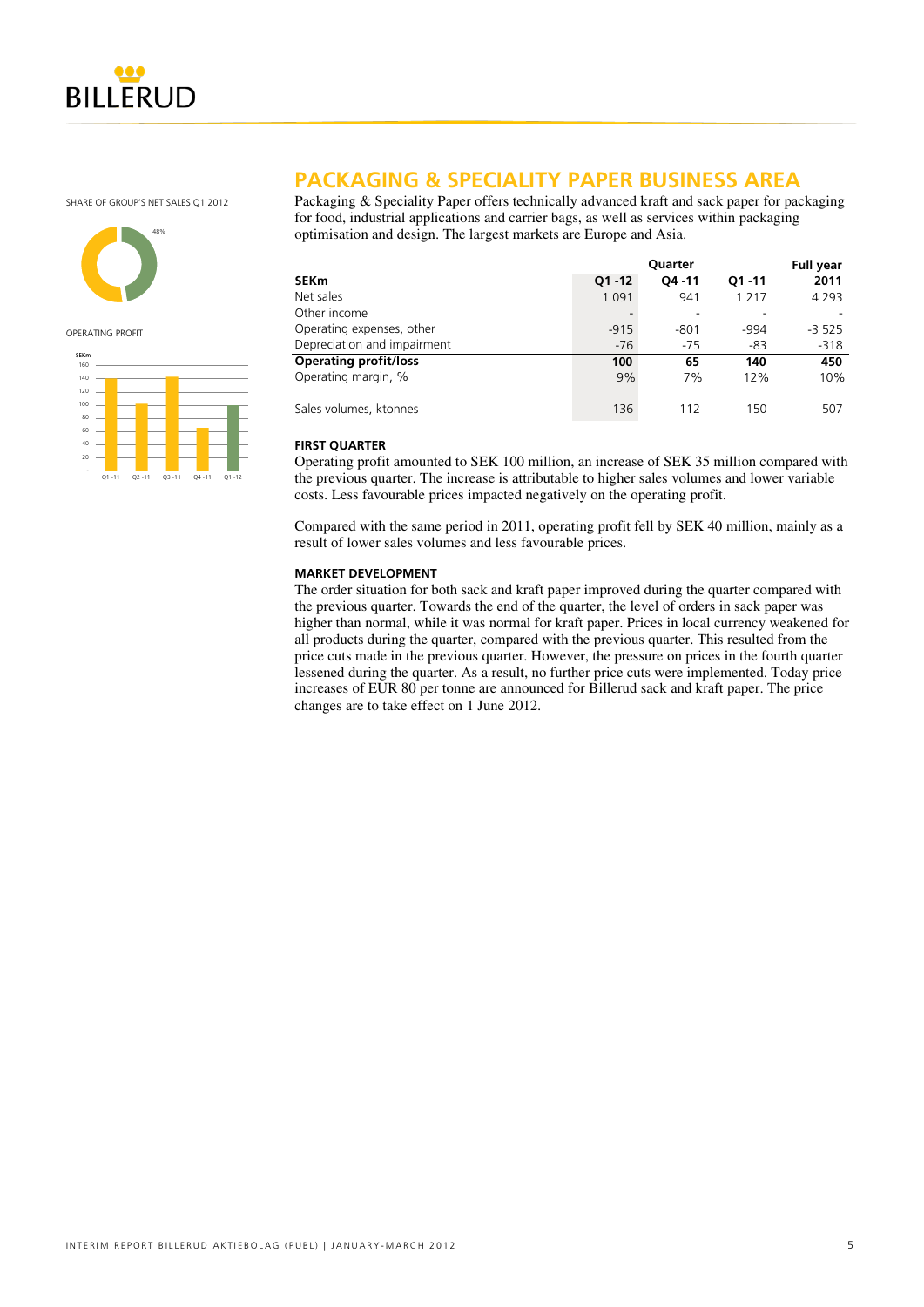# PACKAGING & SPECIALITY PAPER BUSINESS AREA

SHARE OF GROUP'S NET SALES Q1 2012

48%

OPERATING PROFIT

Packaging & Speciality Paper offers technically advanced kraft and sack paper for packaging for food, industrial applications and carrier bags, as well as services within packaging optimisation and design. The largest markets are Europe and Asia.

| SEKm | Quarter Q1 -12 | Q4 -11 | Q1 -11 | Full year 2011 |
|---|---|---|---|---|
| Net sales | 1 091 | 941 | 1 217 | 4 293 |
| Other income | - | - | - | - |
| Operating expenses, other | -915 | -801 | -994 | -3 525 |
| Depreciation and impairment | -76 | -75 | -83 | -318 |
| **Operating profit/loss** | **100** | **65** | **140** | **450** |
| Operating margin, % | 9% | 7% | 12% | 10% |
| Sales volumes, ktonnes | 136 | 112 | 150 | 507 |

**FIRST QUARTER**

Operating profit amounted to SEK 100 million, an increase of SEK 35 million compared with the previous quarter. The increase is attributable to higher sales volumes and lower variable costs. Less favourable prices impacted negatively on the operating profit.

Compared with the same period in 2011, operating profit fell by SEK 40 million, mainly as a result of lower sales volumes and less favourable prices.

**MARKET DEVELOPMENT**

The order situation for both sack and kraft paper improved during the quarter compared with the previous quarter. Towards the end of the quarter, the level of orders in sack paper was higher than normal, while it was normal for kraft paper. Prices in local currency weakened for all products during the quarter, compared with the previous quarter. This resulted from the price cuts made in the previous quarter. However, the pressure on prices in the fourth quarter lessened during the quarter. As a result, no further price cuts were implemented. Today price increases of EUR 80 per tonne are announced for Billerud sack and kraft paper. The price changes are to take effect on 1 June 2012.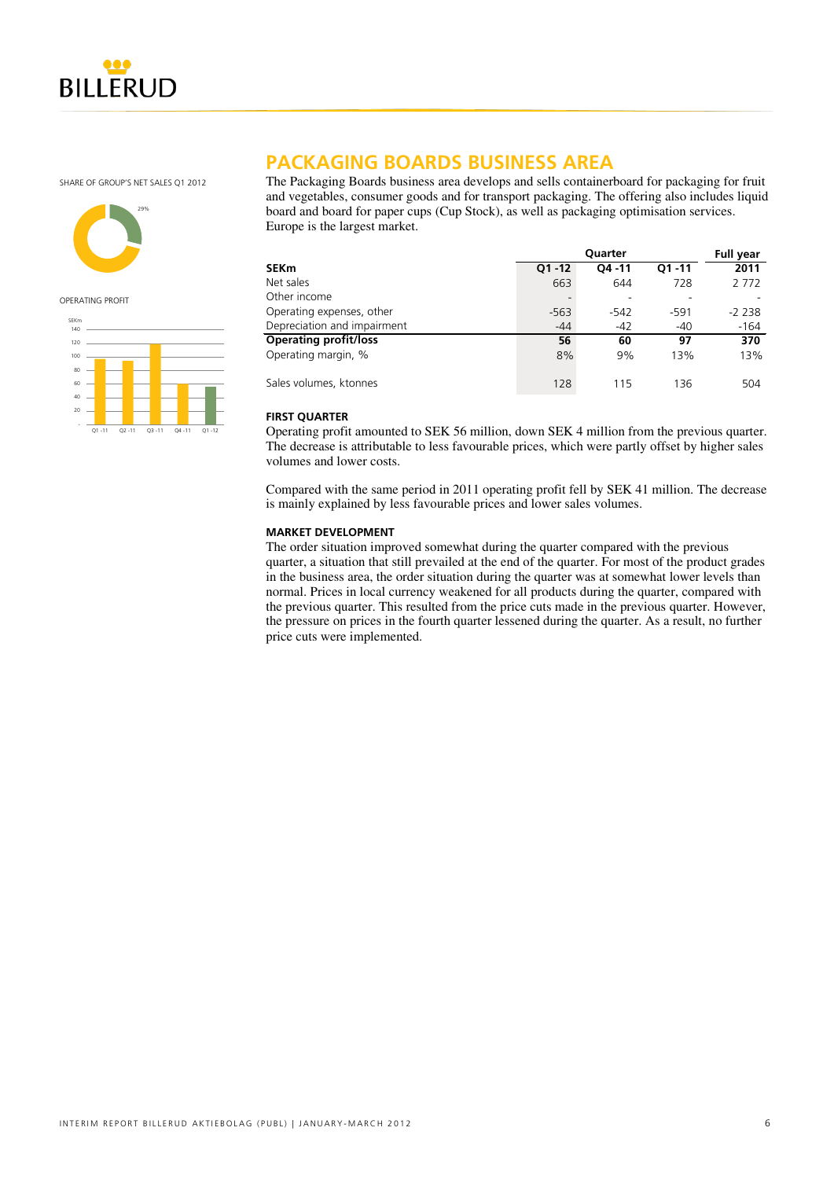# PACKAGING BOARDS BUSINESS AREA

SHARE OF GROUP'S NET SALES Q1 2012

29%

OPERATING PROFIT

The Packaging Boards business area develops and sells containerboard for packaging for fruit and vegetables, consumer goods and for transport packaging. The offering also includes liquid board and board for paper cups (Cup Stock), as well as packaging optimisation services. Europe is the largest market.

| | Quarter | | | Full year |
|---|---|---|---|---|
| **SEKm** | **Q1 -12** | **Q4 -11** | **Q1 -11** | **2011** |
| Net sales | 663 | 644 | 728 | 2 772 |
| Other income | - | - | - | - |
| Operating expenses, other | -563 | -542 | -591 | -2 238 |
| Depreciation and impairment | -44 | -42 | -40 | -164 |
| **Operating profit/loss** | **56** | **60** | **97** | **370** |
| Operating margin, % | 8% | 9% | 13% | 13% |
| Sales volumes, ktonnes | 128 | 115 | 136 | 504 |

#### FIRST QUARTER

Operating profit amounted to SEK 56 million, down SEK 4 million from the previous quarter. The decrease is attributable to less favourable prices, which were partly offset by higher sales volumes and lower costs.

Compared with the same period in 2011 operating profit fell by SEK 41 million. The decrease is mainly explained by less favourable prices and lower sales volumes.

#### MARKET DEVELOPMENT

The order situation improved somewhat during the quarter compared with the previous quarter, a situation that still prevailed at the end of the quarter. For most of the product grades in the business area, the order situation during the quarter was at somewhat lower levels than normal. Prices in local currency weakened for all products during the quarter, compared with the previous quarter. This resulted from the price cuts made in the previous quarter. However, the pressure on prices in the fourth quarter lessened during the quarter. As a result, no further price cuts were implemented.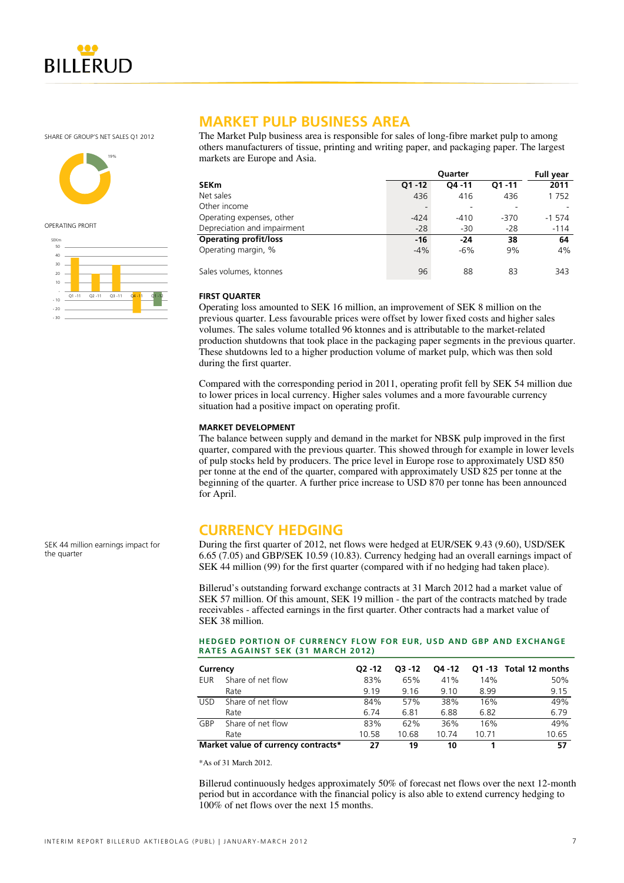SHARE OF GROUP'S NET SALES Q1 2012

19%

OPERATING PROFIT

# MARKET PULP BUSINESS AREA

The Market Pulp business area is responsible for sales of long-fibre market pulp to among others manufacturers of tissue, printing and writing paper, and packaging paper. The largest markets are Europe and Asia.

| | Quarter | | | Full year |
|---|---|---|---|---|
| **SEKm** | **Q1 -12** | **Q4 -11** | **Q1 -11** | **2011** |
| Net sales | 436 | 416 | 436 | 1 752 |
| Other income | - | - | - | - |
| Operating expenses, other | -424 | -410 | -370 | -1 574 |
| Depreciation and impairment | -28 | -30 | -28 | -114 |
| **Operating profit/loss** | **-16** | **-24** | **38** | **64** |
| Operating margin, % | -4% | -6% | 9% | 4% |
| Sales volumes, ktonnes | 96 | 88 | 83 | 343 |

### FIRST QUARTER

Operating loss amounted to SEK 16 million, an improvement of SEK 8 million on the previous quarter. Less favourable prices were offset by lower fixed costs and higher sales volumes. The sales volume totalled 96 ktonnes and is attributable to the market-related production shutdowns that took place in the packaging paper segments in the previous quarter. These shutdowns led to a higher production volume of market pulp, which was then sold during the first quarter.

Compared with the corresponding period in 2011, operating profit fell by SEK 54 million due to lower prices in local currency. Higher sales volumes and a more favourable currency situation had a positive impact on operating profit.

### MARKET DEVELOPMENT

The balance between supply and demand in the market for NBSK pulp improved in the first quarter, compared with the previous quarter. This showed through for example in lower levels of pulp stocks held by producers. The price level in Europe rose to approximately USD 850 per tonne at the end of the quarter, compared with approximately USD 825 per tonne at the beginning of the quarter. A further price increase to USD 870 per tonne has been announced for April.

# CURRENCY HEDGING

SEK 44 million earnings impact for the quarter

During the first quarter of 2012, net flows were hedged at EUR/SEK 9.43 (9.60), USD/SEK 6.65 (7.05) and GBP/SEK 10.59 (10.83). Currency hedging had an overall earnings impact of SEK 44 million (99) for the first quarter (compared with if no hedging had taken place).

Billerud's outstanding forward exchange contracts at 31 March 2012 had a market value of SEK 57 million. Of this amount, SEK 19 million - the part of the contracts matched by trade receivables - affected earnings in the first quarter. Other contracts had a market value of SEK 38 million.

### HEDGED PORTION OF CURRENCY FLOW FOR EUR, USD AND GBP AND EXCHANGE RATES AGAINST SEK (31 MARCH 2012)

| Currency | | Q2 -12 | Q3 -12 | Q4 -12 | Q1 -13 | Total 12 months |
|---|---|---|---|---|---|---|
| EUR | Share of net flow | 83% | 65% | 41% | 14% | 50% |
| | Rate | 9.19 | 9.16 | 9.10 | 8.99 | 9.15 |
| USD | Share of net flow | 84% | 57% | 38% | 16% | 49% |
| | Rate | 6.74 | 6.81 | 6.88 | 6.82 | 6.79 |
| GBP | Share of net flow | 83% | 62% | 36% | 16% | 49% |
| | Rate | 10.58 | 10.68 | 10.74 | 10.71 | 10.65 |
| **Market value of currency contracts*** | | **27** | **19** | **10** | **1** | **57** |

*As of 31 March 2012.

Billerud continuously hedges approximately 50% of forecast net flows over the next 12-month period but in accordance with the financial policy is also able to extend currency hedging to 100% of net flows over the next 15 months.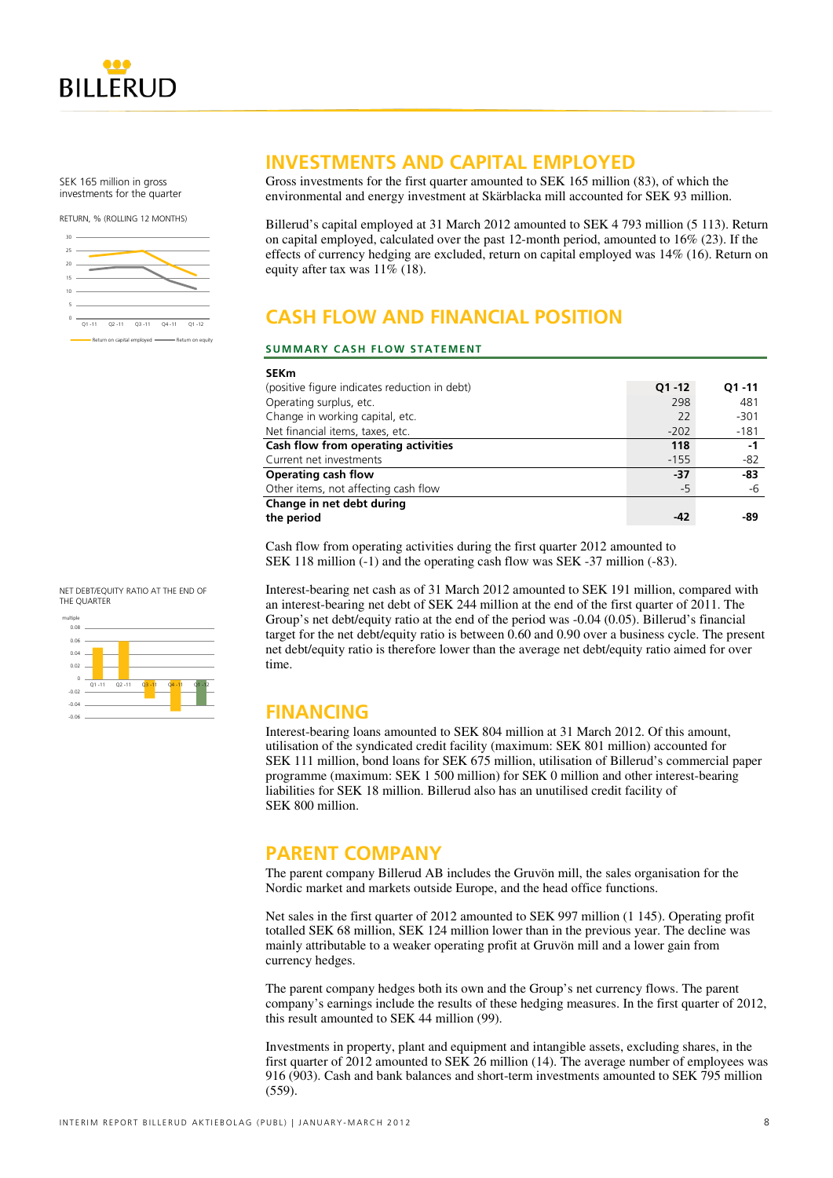SEK 165 million in gross investments for the quarter

RETURN, % (ROLLING 12 MONTHS)

## INVESTMENTS AND CAPITAL EMPLOYED

Gross investments for the first quarter amounted to SEK 165 million (83), of which the environmental and energy investment at Skärblacka mill accounted for SEK 93 million.

Billerud's capital employed at 31 March 2012 amounted to SEK 4 793 million (5 113). Return on capital employed, calculated over the past 12-month period, amounted to 16% (23). If the effects of currency hedging are excluded, return on capital employed was 14% (16). Return on equity after tax was 11% (18).

## CASH FLOW AND FINANCIAL POSITION

### SUMMARY CASH FLOW STATEMENT

| SEKm (positive figure indicates reduction in debt) | Q1 -12 | Q1 -11 |
|---|---|---|
| Operating surplus, etc. | 298 | 481 |
| Change in working capital, etc. | 22 | -301 |
| Net financial items, taxes, etc. | -202 | -181 |
| **Cash flow from operating activities** | **118** | **-1** |
| Current net investments | -155 | -82 |
| **Operating cash flow** | **-37** | **-83** |
| Other items, not affecting cash flow | -5 | -6 |
| **Change in net debt during the period** | **-42** | **-89** |

Cash flow from operating activities during the first quarter 2012 amounted to SEK 118 million (-1) and the operating cash flow was SEK -37 million (-83).

NET DEBT/EQUITY RATIO AT THE END OF THE QUARTER

Interest-bearing net cash as of 31 March 2012 amounted to SEK 191 million, compared with an interest-bearing net debt of SEK 244 million at the end of the first quarter of 2011. The Group's net debt/equity ratio at the end of the period was -0.04 (0.05). Billerud's financial target for the net debt/equity ratio is between 0.60 and 0.90 over a business cycle. The present net debt/equity ratio is therefore lower than the average net debt/equity ratio aimed for over time.

## FINANCING

Interest-bearing loans amounted to SEK 804 million at 31 March 2012. Of this amount, utilisation of the syndicated credit facility (maximum: SEK 801 million) accounted for SEK 111 million, bond loans for SEK 675 million, utilisation of Billerud's commercial paper programme (maximum: SEK 1 500 million) for SEK 0 million and other interest-bearing liabilities for SEK 18 million. Billerud also has an unutilised credit facility of SEK 800 million.

## PARENT COMPANY

The parent company Billerud AB includes the Gruvön mill, the sales organisation for the Nordic market and markets outside Europe, and the head office functions.

Net sales in the first quarter of 2012 amounted to SEK 997 million (1 145). Operating profit totalled SEK 68 million, SEK 124 million lower than in the previous year. The decline was mainly attributable to a weaker operating profit at Gruvön mill and a lower gain from currency hedges.

The parent company hedges both its own and the Group's net currency flows. The parent company's earnings include the results of these hedging measures. In the first quarter of 2012, this result amounted to SEK 44 million (99).

Investments in property, plant and equipment and intangible assets, excluding shares, in the first quarter of 2012 amounted to SEK 26 million (14). The average number of employees was 916 (903). Cash and bank balances and short-term investments amounted to SEK 795 million (559).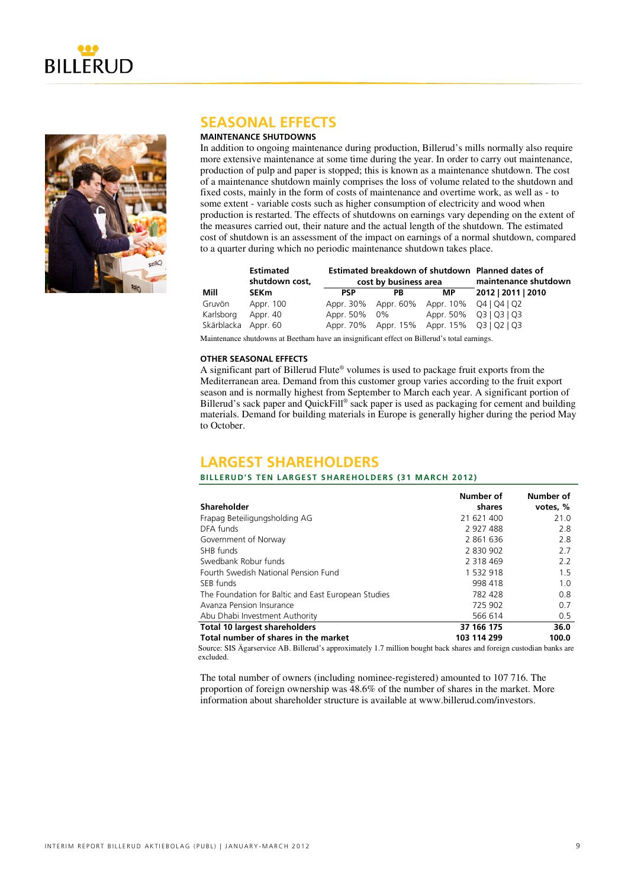# SEASONAL EFFECTS

### MAINTENANCE SHUTDOWNS

In addition to ongoing maintenance during production, Billerud's mills normally also require more extensive maintenance at some time during the year. In order to carry out maintenance, production of pulp and paper is stopped; this is known as a maintenance shutdown. The cost of a maintenance shutdown mainly comprises the loss of volume related to the shutdown and fixed costs, mainly in the form of costs of maintenance and overtime work, as well as - to some extent - variable costs such as higher consumption of electricity and wood when production is restarted. The effects of shutdowns on earnings vary depending on the extent of the measures carried out, their nature and the actual length of the shutdown. The estimated cost of shutdown is an assessment of the impact on earnings of a normal shutdown, compared to a quarter during which no periodic maintenance shutdown takes place.

| Mill | Estimated shutdown cost, SEKm | Estimated breakdown of shutdown cost by business area | | | Planned dates of maintenance shutdown |
|---|---|---|---|---|---|
| | | PSP | PB | MP | 2012 \| 2011 \| 2010 |
| Gruvön | Appr. 100 | Appr. 30% | Appr. 60% | Appr. 10% | Q4 \| Q4 \| Q2 |
| Karlsborg | Appr. 40 | Appr. 50% | 0% | Appr. 50% | Q3 \| Q3 \| Q3 |
| Skärblacka | Appr. 60 | Appr. 70% | Appr. 15% | Appr. 15% | Q3 \| Q2 \| Q3 |

Maintenance shutdowns at Beetham have an insignificant effect on Billerud's total earnings.

### OTHER SEASONAL EFFECTS

A significant part of Billerud Flute® volumes is used to package fruit exports from the Mediterranean area. Demand from this customer group varies according to the fruit export season and is normally highest from September to March each year. A significant portion of Billerud's sack paper and QuickFill® sack paper is used as packaging for cement and building materials. Demand for building materials in Europe is generally higher during the period May to October.

# LARGEST SHAREHOLDERS

### BILLERUD'S TEN LARGEST SHAREHOLDERS (31 MARCH 2012)

| Shareholder | Number of shares | Number of votes, % |
|---|---|---|
| Frapag Beteiligungsholding AG | 21 621 400 | 21.0 |
| DFA funds | 2 927 488 | 2.8 |
| Government of Norway | 2 861 636 | 2.8 |
| SHB funds | 2 830 902 | 2.7 |
| Swedbank Robur funds | 2 318 469 | 2.2 |
| Fourth Swedish National Pension Fund | 1 532 918 | 1.5 |
| SEB funds | 998 418 | 1.0 |
| The Foundation for Baltic and East European Studies | 782 428 | 0.8 |
| Avanza Pension Insurance | 725 902 | 0.7 |
| Abu Dhabi Investment Authority | 566 614 | 0.5 |
| **Total 10 largest shareholders** | **37 166 175** | **36.0** |
| **Total number of shares in the market** | **103 114 299** | **100.0** |

Source: SIS Ägarservice AB. Billerud's approximately 1.7 million bought back shares and foreign custodian banks are excluded.

The total number of owners (including nominee-registered) amounted to 107 716. The proportion of foreign ownership was 48.6% of the number of shares in the market. More information about shareholder structure is available at www.billerud.com/investors.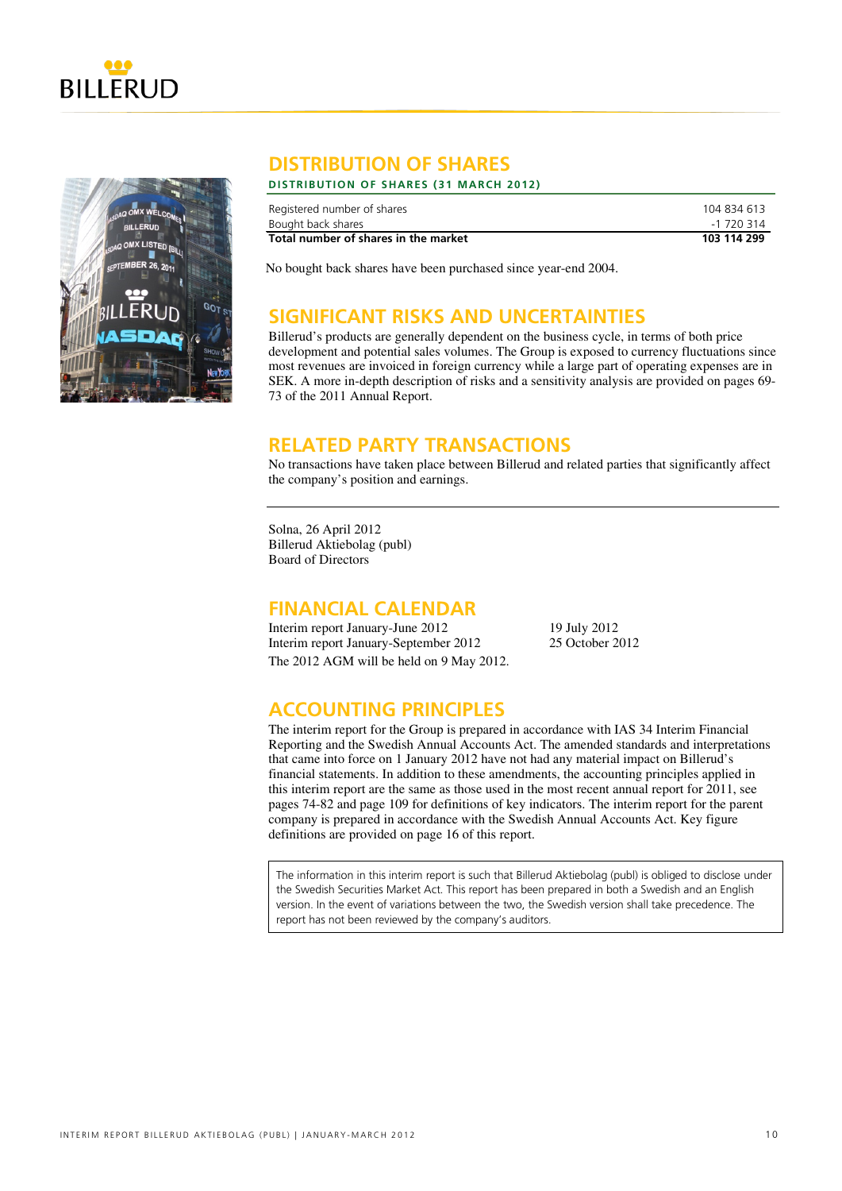## DISTRIBUTION OF SHARES

### DISTRIBUTION OF SHARES (31 MARCH 2012)

| | |
|---|---|
| Registered number of shares | 104 834 613 |
| Bought back shares | -1 720 314 |
| **Total number of shares in the market** | **103 114 299** |

No bought back shares have been purchased since year-end 2004.

## SIGNIFICANT RISKS AND UNCERTAINTIES

Billerud's products are generally dependent on the business cycle, in terms of both price development and potential sales volumes. The Group is exposed to currency fluctuations since most revenues are invoiced in foreign currency while a large part of operating expenses are in SEK. A more in-depth description of risks and a sensitivity analysis are provided on pages 69-73 of the 2011 Annual Report.

## RELATED PARTY TRANSACTIONS

No transactions have taken place between Billerud and related parties that significantly affect the company's position and earnings.

Solna, 26 April 2012
Billerud Aktiebolag (publ)
Board of Directors

## FINANCIAL CALENDAR

| | |
|---|---|
| Interim report January-June 2012 | 19 July 2012 |
| Interim report January-September 2012 | 25 October 2012 |

The 2012 AGM will be held on 9 May 2012.

## ACCOUNTING PRINCIPLES

The interim report for the Group is prepared in accordance with IAS 34 Interim Financial Reporting and the Swedish Annual Accounts Act. The amended standards and interpretations that came into force on 1 January 2012 have not had any material impact on Billerud's financial statements. In addition to these amendments, the accounting principles applied in this interim report are the same as those used in the most recent annual report for 2011, see pages 74-82 and page 109 for definitions of key indicators. The interim report for the parent company is prepared in accordance with the Swedish Annual Accounts Act. Key figure definitions are provided on page 16 of this report.

The information in this interim report is such that Billerud Aktiebolag (publ) is obliged to disclose under the Swedish Securities Market Act. This report has been prepared in both a Swedish and an English version. In the event of variations between the two, the Swedish version shall take precedence. The report has not been reviewed by the company's auditors.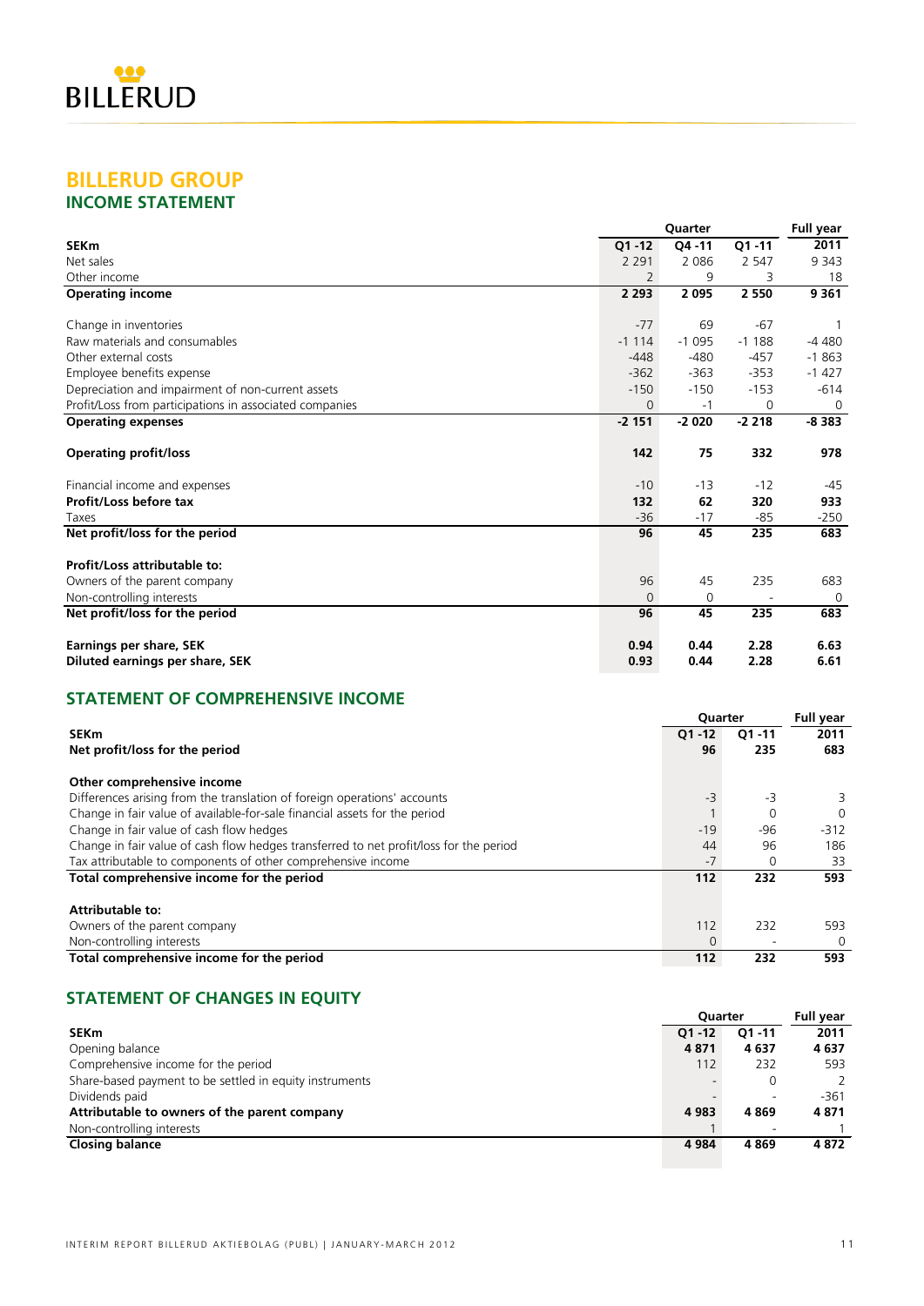BILLERUD

# BILLERUD GROUP

## INCOME STATEMENT

| | Quarter | | | Full year |
|---|---|---|---|---|
| **SEKm** | **Q1 -12** | **Q4 -11** | **Q1 -11** | **2011** |
| Net sales | 2 291 | 2 086 | 2 547 | 9 343 |
| Other income | 2 | 9 | 3 | 18 |
| **Operating income** | **2 293** | **2 095** | **2 550** | **9 361** |
| | | | | |
| Change in inventories | -77 | 69 | -67 | 1 |
| Raw materials and consumables | -1 114 | -1 095 | -1 188 | -4 480 |
| Other external costs | -448 | -480 | -457 | -1 863 |
| Employee benefits expense | -362 | -363 | -353 | -1 427 |
| Depreciation and impairment of non-current assets | -150 | -150 | -153 | -614 |
| Profit/Loss from participations in associated companies | 0 | -1 | 0 | 0 |
| **Operating expenses** | **-2 151** | **-2 020** | **-2 218** | **-8 383** |
| | | | | |
| **Operating profit/loss** | **142** | **75** | **332** | **978** |
| | | | | |
| Financial income and expenses | -10 | -13 | -12 | -45 |
| **Profit/Loss before tax** | **132** | **62** | **320** | **933** |
| Taxes | -36 | -17 | -85 | -250 |
| **Net profit/loss for the period** | **96** | **45** | **235** | **683** |
| | | | | |
| **Profit/Loss attributable to:** | | | | |
| Owners of the parent company | 96 | 45 | 235 | 683 |
| Non-controlling interests | 0 | 0 | - | 0 |
| **Net profit/loss for the period** | **96** | **45** | **235** | **683** |
| | | | | |
| **Earnings per share, SEK** | **0.94** | **0.44** | **2.28** | **6.63** |
| **Diluted earnings per share, SEK** | **0.93** | **0.44** | **2.28** | **6.61** |

## STATEMENT OF COMPREHENSIVE INCOME

| | Quarter | | Full year |
|---|---|---|---|
| **SEKm** | **Q1 -12** | **Q1 -11** | **2011** |
| **Net profit/loss for the period** | **96** | **235** | **683** |
| | | | |
| **Other comprehensive income** | | | |
| Differences arising from the translation of foreign operations' accounts | -3 | -3 | 3 |
| Change in fair value of available-for-sale financial assets for the period | 1 | 0 | 0 |
| Change in fair value of cash flow hedges | -19 | -96 | -312 |
| Change in fair value of cash flow hedges transferred to net profit/loss for the period | 44 | 96 | 186 |
| Tax attributable to components of other comprehensive income | -7 | 0 | 33 |
| **Total comprehensive income for the period** | **112** | **232** | **593** |
| | | | |
| **Attributable to:** | | | |
| Owners of the parent company | 112 | 232 | 593 |
| Non-controlling interests | 0 | - | 0 |
| **Total comprehensive income for the period** | **112** | **232** | **593** |

## STATEMENT OF CHANGES IN EQUITY

| | Quarter | | Full year |
|---|---|---|---|
| **SEKm** | **Q1 -12** | **Q1 -11** | **2011** |
| Opening balance | **4 871** | **4 637** | **4 637** |
| Comprehensive income for the period | 112 | 232 | 593 |
| Share-based payment to be settled in equity instruments | - | 0 | 2 |
| Dividends paid | - | - | -361 |
| **Attributable to owners of the parent company** | **4 983** | **4 869** | **4 871** |
| Non-controlling interests | 1 | - | 1 |
| **Closing balance** | **4 984** | **4 869** | **4 872** |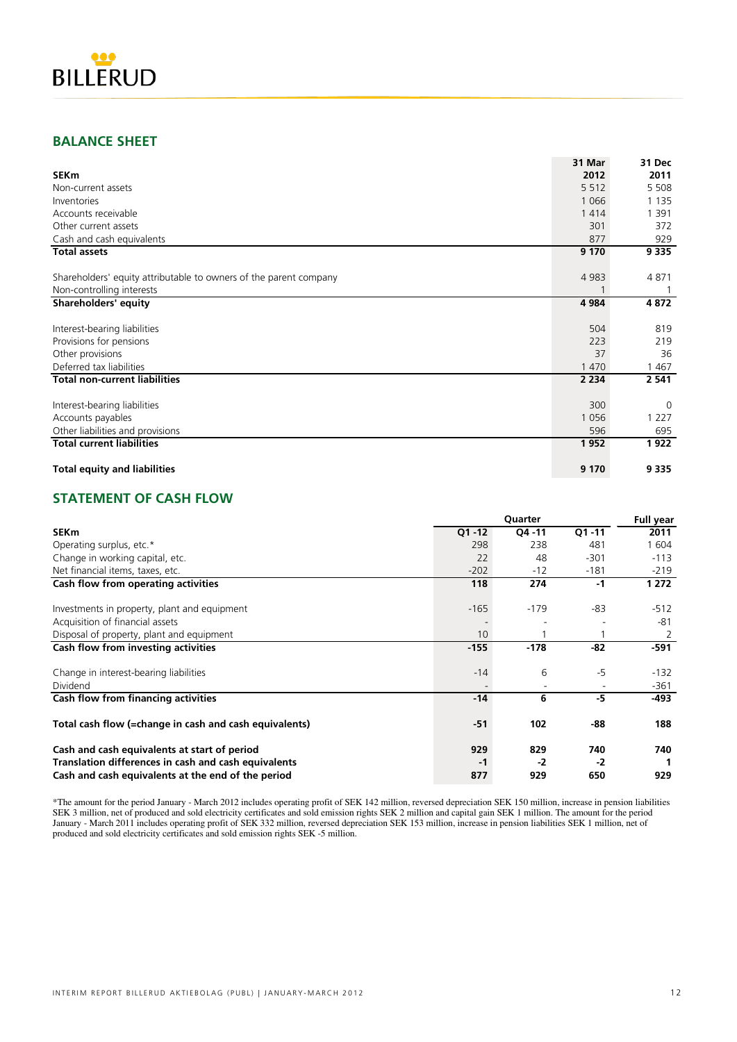## BALANCE SHEET

| SEKm | 31 Mar 2012 | 31 Dec 2011 |
|---|---|---|
| Non-current assets | 5 512 | 5 508 |
| Inventories | 1 066 | 1 135 |
| Accounts receivable | 1 414 | 1 391 |
| Other current assets | 301 | 372 |
| Cash and cash equivalents | 877 | 929 |
| **Total assets** | **9 170** | **9 335** |
| | | |
| Shareholders' equity attributable to owners of the parent company | 4 983 | 4 871 |
| Non-controlling interests | 1 | 1 |
| **Shareholders' equity** | **4 984** | **4 872** |
| | | |
| Interest-bearing liabilities | 504 | 819 |
| Provisions for pensions | 223 | 219 |
| Other provisions | 37 | 36 |
| Deferred tax liabilities | 1 470 | 1 467 |
| **Total non-current liabilities** | **2 234** | **2 541** |
| | | |
| Interest-bearing liabilities | 300 | 0 |
| Accounts payables | 1 056 | 1 227 |
| Other liabilities and provisions | 596 | 695 |
| **Total current liabilities** | **1 952** | **1 922** |
| | | |
| **Total equity and liabilities** | **9 170** | **9 335** |

## STATEMENT OF CASH FLOW

| | Quarter | | | Full year |
|---|---|---|---|---|
| **SEKm** | **Q1 -12** | **Q4 -11** | **Q1 -11** | **2011** |
| Operating surplus, etc.* | 298 | 238 | 481 | 1 604 |
| Change in working capital, etc. | 22 | 48 | -301 | -113 |
| Net financial items, taxes, etc. | -202 | -12 | -181 | -219 |
| **Cash flow from operating activities** | **118** | **274** | **-1** | **1 272** |
| | | | | |
| Investments in property, plant and equipment | -165 | -179 | -83 | -512 |
| Acquisition of financial assets | - | - | - | -81 |
| Disposal of property, plant and equipment | 10 | 1 | 1 | 2 |
| **Cash flow from investing activities** | **-155** | **-178** | **-82** | **-591** |
| | | | | |
| Change in interest-bearing liabilities | -14 | 6 | -5 | -132 |
| Dividend | - | - | - | -361 |
| **Cash flow from financing activities** | **-14** | **6** | **-5** | **-493** |
| | | | | |
| **Total cash flow (=change in cash and cash equivalents)** | **-51** | **102** | **-88** | **188** |
| | | | | |
| **Cash and cash equivalents at start of period** | **929** | **829** | **740** | **740** |
| **Translation differences in cash and cash equivalents** | **-1** | **-2** | **-2** | **1** |
| **Cash and cash equivalents at the end of the period** | **877** | **929** | **650** | **929** |

*The amount for the period January - March 2012 includes operating profit of SEK 142 million, reversed depreciation SEK 150 million, increase in pension liabilities SEK 3 million, net of produced and sold electricity certificates and sold emission rights SEK 2 million and capital gain SEK 1 million. The amount for the period January - March 2011 includes operating profit of SEK 332 million, reversed depreciation SEK 153 million, increase in pension liabilities SEK 1 million, net of produced and sold electricity certificates and sold emission rights SEK -5 million.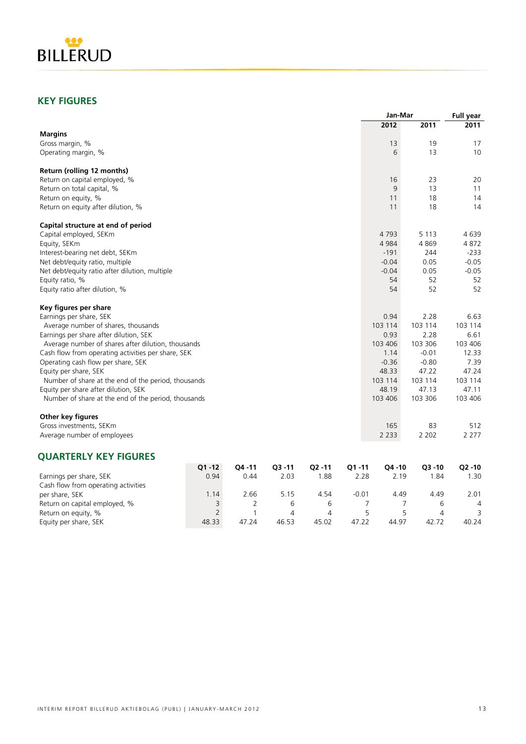## KEY FIGURES

| | Jan-Mar | | Full year |
|---|---|---|---|
| | 2012 | 2011 | 2011 |
| **Margins** | | | |
| Gross margin, % | 13 | 19 | 17 |
| Operating margin, % | 6 | 13 | 10 |
| | | | |
| **Return (rolling 12 months)** | | | |
| Return on capital employed, % | 16 | 23 | 20 |
| Return on total capital, % | 9 | 13 | 11 |
| Return on equity, % | 11 | 18 | 14 |
| Return on equity after dilution, % | 11 | 18 | 14 |
| | | | |
| **Capital structure at end of period** | | | |
| Capital employed, SEKm | 4 793 | 5 113 | 4 639 |
| Equity, SEKm | 4 984 | 4 869 | 4 872 |
| Interest-bearing net debt, SEKm | -191 | 244 | -233 |
| Net debt/equity ratio, multiple | -0.04 | 0.05 | -0.05 |
| Net debt/equity ratio after dilution, multiple | -0.04 | 0.05 | -0.05 |
| Equity ratio, % | 54 | 52 | 52 |
| Equity ratio after dilution, % | 54 | 52 | 52 |
| | | | |
| **Key figures per share** | | | |
| Earnings per share, SEK | 0.94 | 2.28 | 6.63 |
| Average number of shares, thousands | 103 114 | 103 114 | 103 114 |
| Earnings per share after dilution, SEK | 0.93 | 2.28 | 6.61 |
| Average number of shares after dilution, thousands | 103 406 | 103 306 | 103 406 |
| Cash flow from operating activities per share, SEK | 1.14 | -0.01 | 12.33 |
| Operating cash flow per share, SEK | -0.36 | -0.80 | 7.39 |
| Equity per share, SEK | 48.33 | 47.22 | 47.24 |
| Number of share at the end of the period, thousands | 103 114 | 103 114 | 103 114 |
| Equity per share after dilution, SEK | 48.19 | 47.13 | 47.11 |
| Number of share at the end of the period, thousands | 103 406 | 103 306 | 103 406 |
| | | | |
| **Other key figures** | | | |
| Gross investments, SEKm | 165 | 83 | 512 |
| Average number of employees | 2 233 | 2 202 | 2 277 |

## QUARTERLY KEY FIGURES

| | Q1 -12 | Q4 -11 | Q3 -11 | Q2 -11 | Q1 -11 | Q4 -10 | Q3 -10 | Q2 -10 |
|---|---|---|---|---|---|---|---|---|
| Earnings per share, SEK | 0.94 | 0.44 | 2.03 | 1.88 | 2.28 | 2.19 | 1.84 | 1.30 |
| Cash flow from operating activities per share, SEK | 1.14 | 2.66 | 5.15 | 4.54 | -0.01 | 4.49 | 4.49 | 2.01 |
| Return on capital employed, % | 3 | 2 | 6 | 6 | 7 | 7 | 6 | 4 |
| Return on equity, % | 2 | 1 | 4 | 4 | 5 | 5 | 4 | 3 |
| Equity per share, SEK | 48.33 | 47.24 | 46.53 | 45.02 | 47.22 | 44.97 | 42.72 | 40.24 |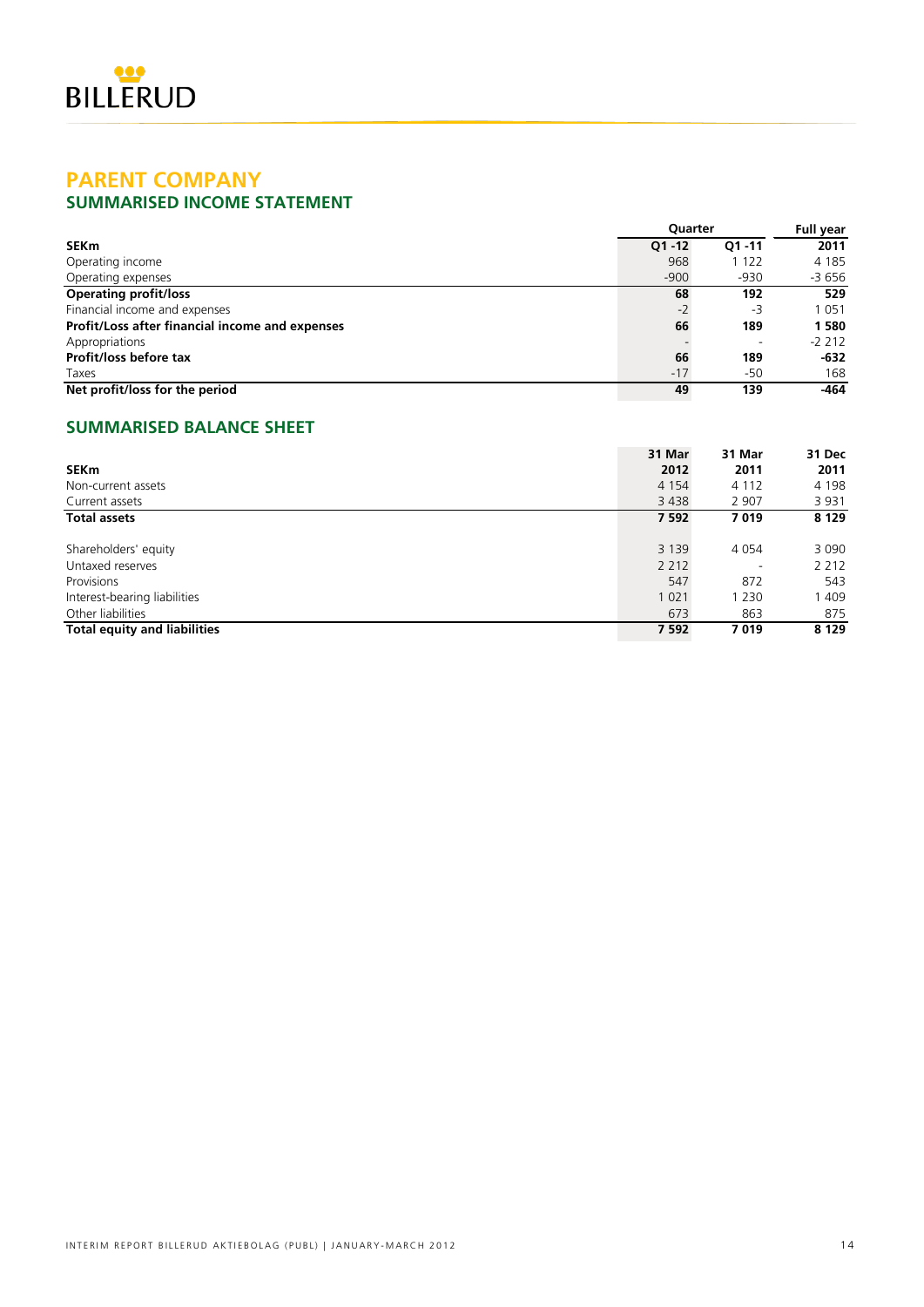# PARENT COMPANY

## SUMMARISED INCOME STATEMENT

| | Quarter | | Full year |
|---|---|---|---|
| **SEKm** | **Q1 -12** | **Q1 -11** | **2011** |
| Operating income | 968 | 1 122 | 4 185 |
| Operating expenses | -900 | -930 | -3 656 |
| **Operating profit/loss** | **68** | **192** | **529** |
| Financial income and expenses | -2 | -3 | 1 051 |
| **Profit/Loss after financial income and expenses** | **66** | **189** | **1 580** |
| Appropriations | - | - | -2 212 |
| **Profit/loss before tax** | **66** | **189** | **-632** |
| Taxes | -17 | -50 | 168 |
| **Net profit/loss for the period** | **49** | **139** | **-464** |

## SUMMARISED BALANCE SHEET

| **SEKm** | **31 Mar 2012** | **31 Mar 2011** | **31 Dec 2011** |
|---|---|---|---|
| Non-current assets | 4 154 | 4 112 | 4 198 |
| Current assets | 3 438 | 2 907 | 3 931 |
| **Total assets** | **7 592** | **7 019** | **8 129** |
| | | | |
| Shareholders' equity | 3 139 | 4 054 | 3 090 |
| Untaxed reserves | 2 212 | - | 2 212 |
| Provisions | 547 | 872 | 543 |
| Interest-bearing liabilities | 1 021 | 1 230 | 1 409 |
| Other liabilities | 673 | 863 | 875 |
| **Total equity and liabilities** | **7 592** | **7 019** | **8 129** |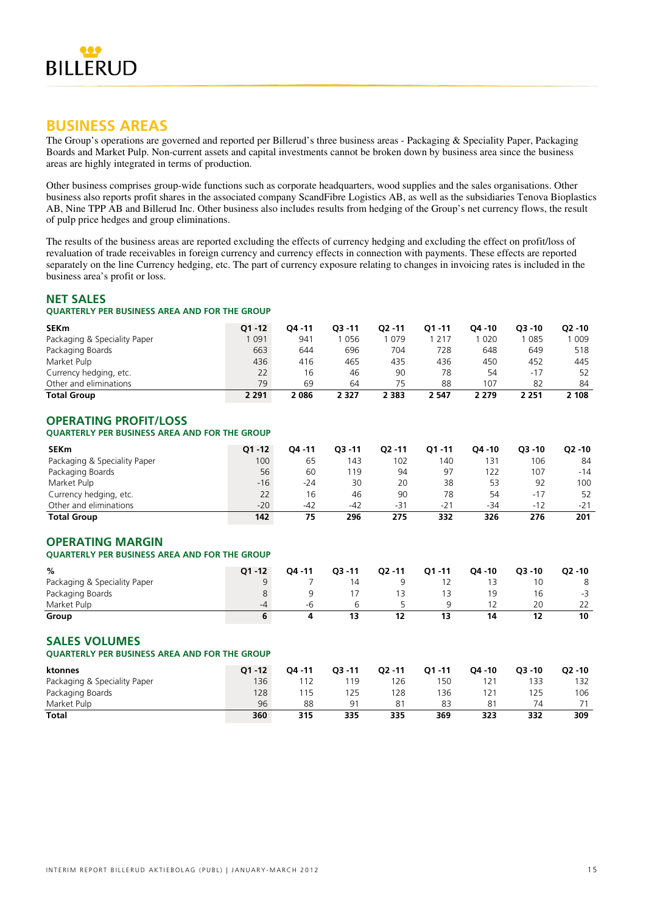# BUSINESS AREAS

The Group's operations are governed and reported per Billerud's three business areas - Packaging & Speciality Paper, Packaging Boards and Market Pulp. Non-current assets and capital investments cannot be broken down by business area since the business areas are highly integrated in terms of production.

Other business comprises group-wide functions such as corporate headquarters, wood supplies and the sales organisations. Other business also reports profit shares in the associated company ScandFibre Logistics AB, as well as the subsidiaries Tenova Bioplastics AB, Nine TPP AB and Billerud Inc. Other business also includes results from hedging of the Group's net currency flows, the result of pulp price hedges and group eliminations.

The results of the business areas are reported excluding the effects of currency hedging and excluding the effect on profit/loss of revaluation of trade receivables in foreign currency and currency effects in connection with payments. These effects are reported separately on the line Currency hedging, etc. The part of currency exposure relating to changes in invoicing rates is included in the business area's profit or loss.

## NET SALES

### QUARTERLY PER BUSINESS AREA AND FOR THE GROUP

| SEKm | Q1 -12 | Q4 -11 | Q3 -11 | Q2 -11 | Q1 -11 | Q4 -10 | Q3 -10 | Q2 -10 |
|---|---|---|---|---|---|---|---|---|
| Packaging & Speciality Paper | 1 091 | 941 | 1 056 | 1 079 | 1 217 | 1 020 | 1 085 | 1 009 |
| Packaging Boards | 663 | 644 | 696 | 704 | 728 | 648 | 649 | 518 |
| Market Pulp | 436 | 416 | 465 | 435 | 436 | 450 | 452 | 445 |
| Currency hedging, etc. | 22 | 16 | 46 | 90 | 78 | 54 | -17 | 52 |
| Other and eliminations | 79 | 69 | 64 | 75 | 88 | 107 | 82 | 84 |
| **Total Group** | **2 291** | **2 086** | **2 327** | **2 383** | **2 547** | **2 279** | **2 251** | **2 108** |

## OPERATING PROFIT/LOSS

### QUARTERLY PER BUSINESS AREA AND FOR THE GROUP

| SEKm | Q1 -12 | Q4 -11 | Q3 -11 | Q2 -11 | Q1 -11 | Q4 -10 | Q3 -10 | Q2 -10 |
|---|---|---|---|---|---|---|---|---|
| Packaging & Speciality Paper | 100 | 65 | 143 | 102 | 140 | 131 | 106 | 84 |
| Packaging Boards | 56 | 60 | 119 | 94 | 97 | 122 | 107 | -14 |
| Market Pulp | -16 | -24 | 30 | 20 | 38 | 53 | 92 | 100 |
| Currency hedging, etc. | 22 | 16 | 46 | 90 | 78 | 54 | -17 | 52 |
| Other and eliminations | -20 | -42 | -42 | -31 | -21 | -34 | -12 | -21 |
| **Total Group** | **142** | **75** | **296** | **275** | **332** | **326** | **276** | **201** |

## OPERATING MARGIN

### QUARTERLY PER BUSINESS AREA AND FOR THE GROUP

| % | Q1 -12 | Q4 -11 | Q3 -11 | Q2 -11 | Q1 -11 | Q4 -10 | Q3 -10 | Q2 -10 |
|---|---|---|---|---|---|---|---|---|
| Packaging & Speciality Paper | 9 | 7 | 14 | 9 | 12 | 13 | 10 | 8 |
| Packaging Boards | 8 | 9 | 17 | 13 | 13 | 19 | 16 | -3 |
| Market Pulp | -4 | -6 | 6 | 5 | 9 | 12 | 20 | 22 |
| **Group** | **6** | **4** | **13** | **12** | **13** | **14** | **12** | **10** |

## SALES VOLUMES

### QUARTERLY PER BUSINESS AREA AND FOR THE GROUP

| ktonnes | Q1 -12 | Q4 -11 | Q3 -11 | Q2 -11 | Q1 -11 | Q4 -10 | Q3 -10 | Q2 -10 |
|---|---|---|---|---|---|---|---|---|
| Packaging & Speciality Paper | 136 | 112 | 119 | 126 | 150 | 121 | 133 | 132 |
| Packaging Boards | 128 | 115 | 125 | 128 | 136 | 121 | 125 | 106 |
| Market Pulp | 96 | 88 | 91 | 81 | 83 | 81 | 74 | 71 |
| **Total** | **360** | **315** | **335** | **335** | **369** | **323** | **332** | **309** |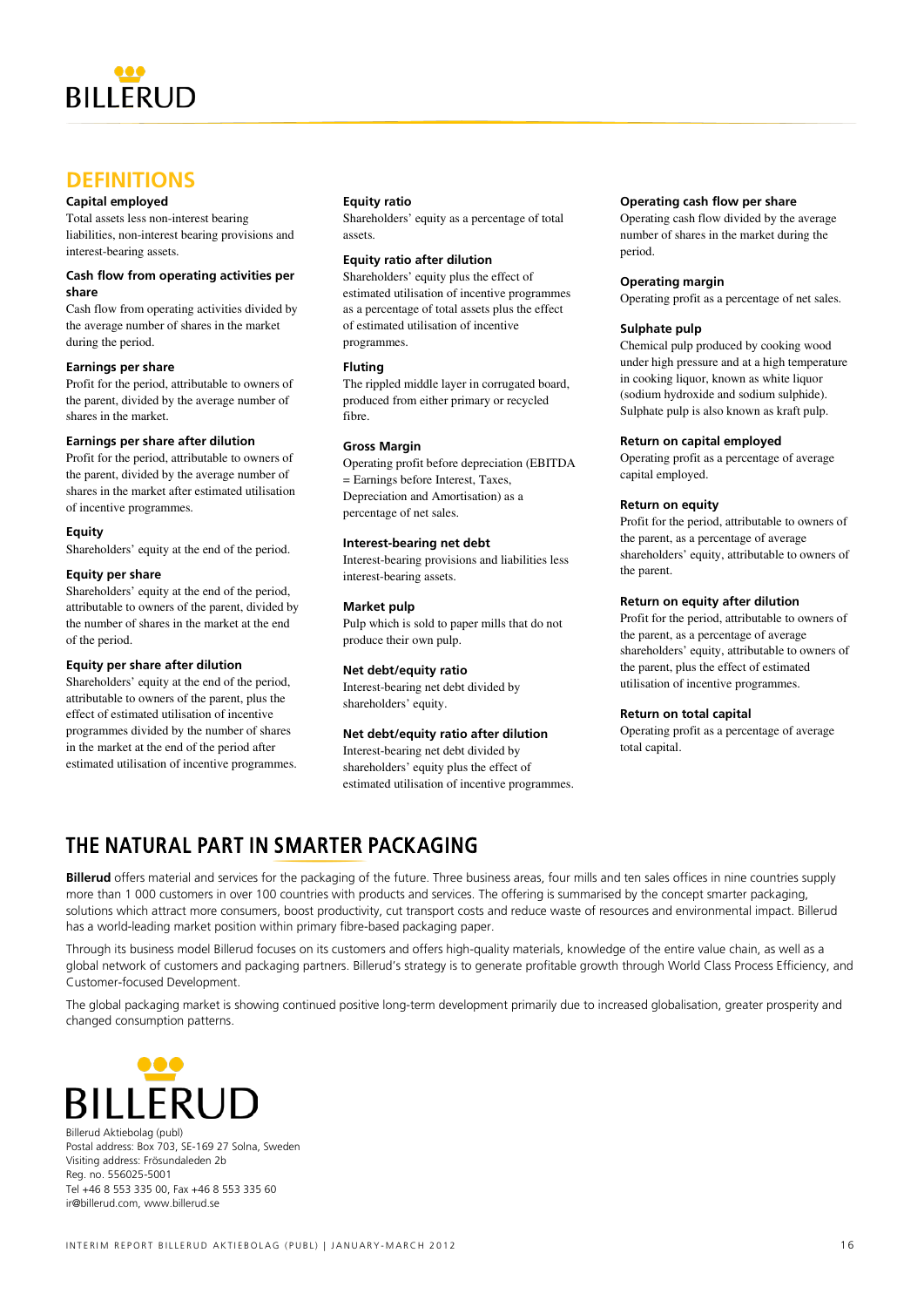# DEFINITIONS

### Capital employed
Total assets less non-interest bearing liabilities, non-interest bearing provisions and interest-bearing assets.

### Cash flow from operating activities per share
Cash flow from operating activities divided by the average number of shares in the market during the period.

### Earnings per share
Profit for the period, attributable to owners of the parent, divided by the average number of shares in the market.

### Earnings per share after dilution
Profit for the period, attributable to owners of the parent, divided by the average number of shares in the market after estimated utilisation of incentive programmes.

### Equity
Shareholders' equity at the end of the period.

### Equity per share
Shareholders' equity at the end of the period, attributable to owners of the parent, divided by the number of shares in the market at the end of the period.

### Equity per share after dilution
Shareholders' equity at the end of the period, attributable to owners of the parent, plus the effect of estimated utilisation of incentive programmes divided by the number of shares in the market at the end of the period after estimated utilisation of incentive programmes.

### Equity ratio
Shareholders' equity as a percentage of total assets.

### Equity ratio after dilution
Shareholders' equity plus the effect of estimated utilisation of incentive programmes as a percentage of total assets plus the effect of estimated utilisation of incentive programmes.

### Fluting
The rippled middle layer in corrugated board, produced from either primary or recycled fibre.

### Gross Margin
Operating profit before depreciation (EBITDA = Earnings before Interest, Taxes, Depreciation and Amortisation) as a percentage of net sales.

### Interest-bearing net debt
Interest-bearing provisions and liabilities less interest-bearing assets.

### Market pulp
Pulp which is sold to paper mills that do not produce their own pulp.

### Net debt/equity ratio
Interest-bearing net debt divided by shareholders' equity.

### Net debt/equity ratio after dilution
Interest-bearing net debt divided by shareholders' equity plus the effect of estimated utilisation of incentive programmes.

### Operating cash flow per share
Operating cash flow divided by the average number of shares in the market during the period.

### Operating margin
Operating profit as a percentage of net sales.

### Sulphate pulp
Chemical pulp produced by cooking wood under high pressure and at a high temperature in cooking liquor, known as white liquor (sodium hydroxide and sodium sulphide). Sulphate pulp is also known as kraft pulp.

### Return on capital employed
Operating profit as a percentage of average capital employed.

### Return on equity
Profit for the period, attributable to owners of the parent, as a percentage of average shareholders' equity, attributable to owners of the parent.

### Return on equity after dilution
Profit for the period, attributable to owners of the parent, as a percentage of average shareholders' equity, attributable to owners of the parent, plus the effect of estimated utilisation of incentive programmes.

### Return on total capital
Operating profit as a percentage of average total capital.

# THE NATURAL PART IN SMARTER PACKAGING

**Billerud** offers material and services for the packaging of the future. Three business areas, four mills and ten sales offices in nine countries supply more than 1 000 customers in over 100 countries with products and services. The offering is summarised by the concept smarter packaging, solutions which attract more consumers, boost productivity, cut transport costs and reduce waste of resources and environmental impact. Billerud has a world-leading market position within primary fibre-based packaging paper.

Through its business model Billerud focuses on its customers and offers high-quality materials, knowledge of the entire value chain, as well as a global network of customers and packaging partners. Billerud's strategy is to generate profitable growth through World Class Process Efficiency, and Customer-focused Development.

The global packaging market is showing continued positive long-term development primarily due to increased globalisation, greater prosperity and changed consumption patterns.

BILLERUD

Billerud Aktiebolag (publ)
Postal address: Box 703, SE-169 27 Solna, Sweden
Visiting address: Frösundaleden 2b
Reg. no. 556025-5001
Tel +46 8 553 335 00, Fax +46 8 553 335 60
ir@billerud.com, www.billerud.se